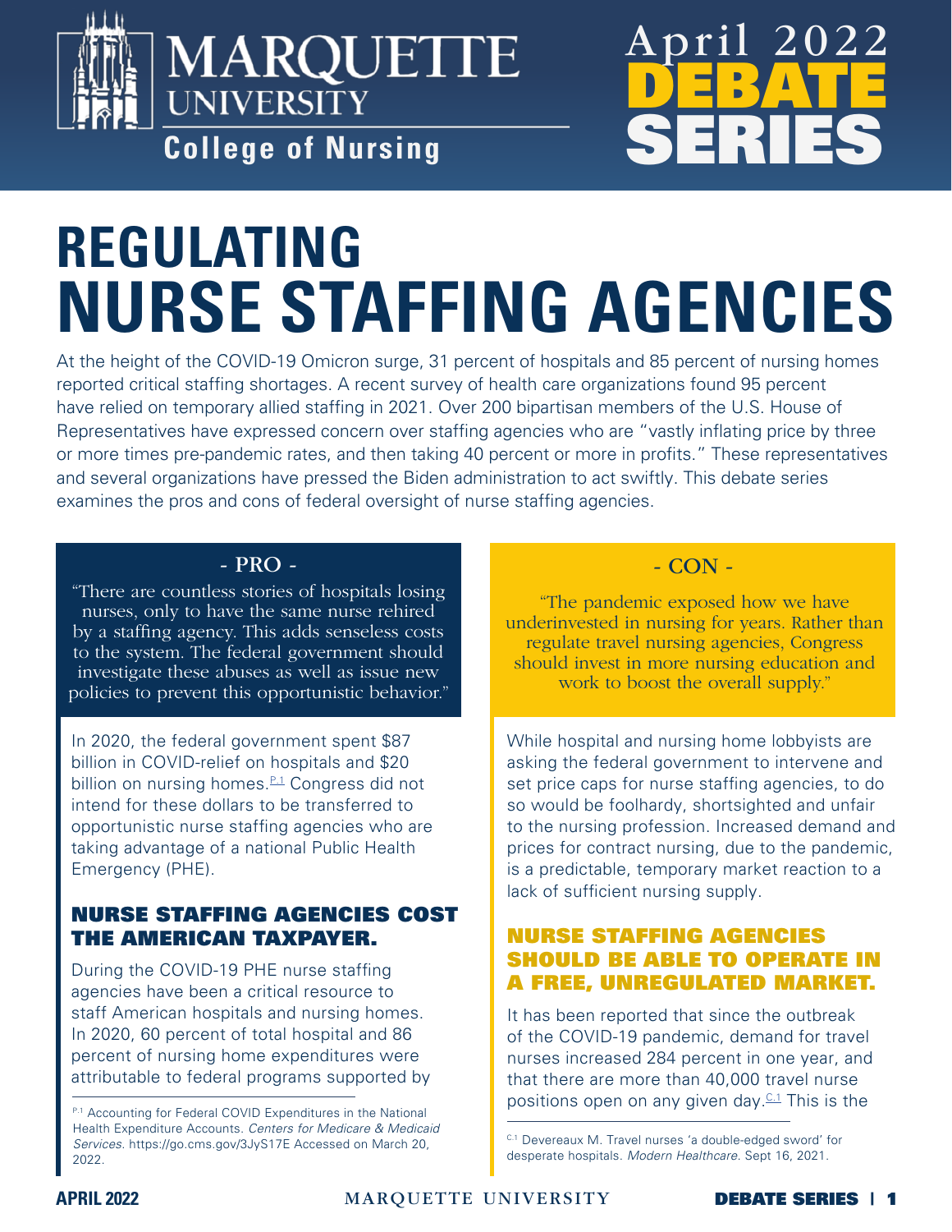Marquette University College of Nursing

April 2022 DEBATE SERIES

# REGULATING NURSE STAFFING AGENCIES

At the height of the COVID-19 Omicron surge, 31 percent of hospitals and 85 percent of nursing homes reported critical staffing shortages. A recent survey of health care organizations found 95 percent have relied on temporary allied staffing in 2021. Over 200 bipartisan members of the U.S. House of Representatives have expressed concern over staffing agencies who are "vastly inflating price by three or more times pre-pandemic rates, and then taking 40 percent or more in profits." These representatives and several organizations have pressed the Biden administration to act swiftly. This debate series examines the pros and cons of federal oversight of nurse staffing agencies.

## - PRO -

"There are countless stories of hospitals losing nurses, only to have the same nurse rehired by a staffing agency. This adds senseless costs to the system. The federal government should investigate these abuses as well as issue new policies to prevent this opportunistic behavior."

In 2020, the federal government spent $87 billion in COVID-relief on hospitals and $20 billion on nursing homes.[P.1] Congress did not intend for these dollars to be transferred to opportunistic nurse staffing agencies who are taking advantage of a national Public Health Emergency (PHE).

### NURSE STAFFING AGENCIES COST THE AMERICAN TAXPAYER.

During the COVID-19 PHE nurse staffing agencies have been a critical resource to staff American hospitals and nursing homes. In 2020, 60 percent of total hospital and 86 percent of nursing home expenditures were attributable to federal programs supported by

[P.1] Accounting for Federal COVID Expenditures in the National Health Expenditure Accounts. *Centers for Medicare & Medicaid Services.* https://go.cms.gov/3JyS17E Accessed on March 20, 2022.

## - CON -

"The pandemic exposed how we have underinvested in nursing for years. Rather than regulate travel nursing agencies, Congress should invest in more nursing education and work to boost the overall supply."

While hospital and nursing home lobbyists are asking the federal government to intervene and set price caps for nurse staffing agencies, to do so would be foolhardy, shortsighted and unfair to the nursing profession. Increased demand and prices for contract nursing, due to the pandemic, is a predictable, temporary market reaction to a lack of sufficient nursing supply.

### NURSE STAFFING AGENCIES SHOULD BE ABLE TO OPERATE IN A FREE, UNREGULATED MARKET.

It has been reported that since the outbreak of the COVID-19 pandemic, demand for travel nurses increased 284 percent in one year, and that there are more than 40,000 travel nurse positions open on any given day.[C.1] This is the

[C.1] Devereaux M. Travel nurses 'a double-edged sword' for desperate hospitals. *Modern Healthcare.* Sept 16, 2021.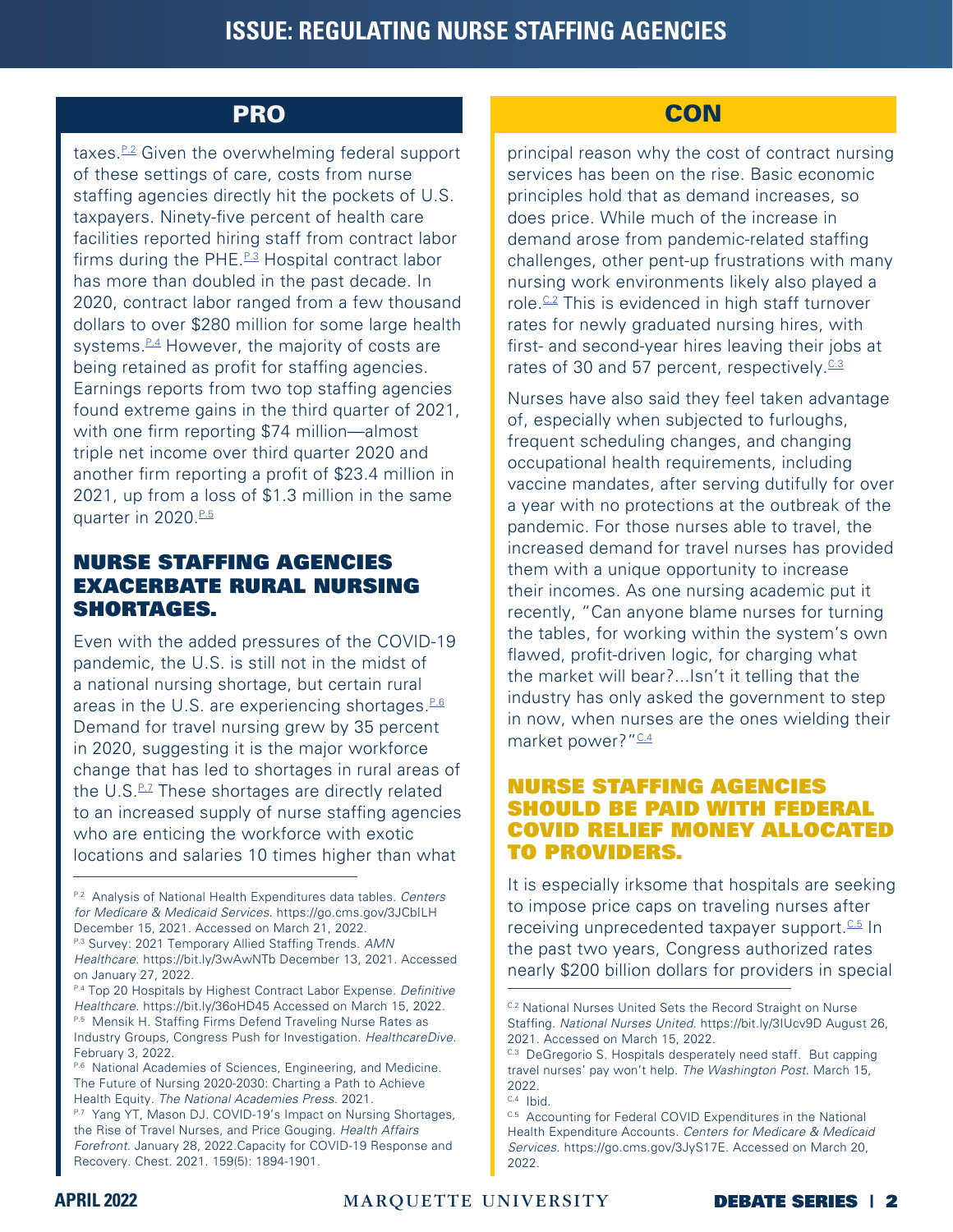# ISSUE: REGULATING NURSE STAFFING AGENCIES

## PRO

taxes.[P.2] Given the overwhelming federal support of these settings of care, costs from nurse staffing agencies directly hit the pockets of U.S. taxpayers. Ninety-five percent of health care facilities reported hiring staff from contract labor firms during the PHE.[P.3] Hospital contract labor has more than doubled in the past decade. In 2020, contract labor ranged from a few thousand dollars to over $280 million for some large health systems.[P.4] However, the majority of costs are being retained as profit for staffing agencies. Earnings reports from two top staffing agencies found extreme gains in the third quarter of 2021, with one firm reporting $74 million—almost triple net income over third quarter 2020 and another firm reporting a profit of $23.4 million in 2021, up from a loss of $1.3 million in the same quarter in 2020.[P.5]

### NURSE STAFFING AGENCIES EXACERBATE RURAL NURSING SHORTAGES.

Even with the added pressures of the COVID-19 pandemic, the U.S. is still not in the midst of a national nursing shortage, but certain rural areas in the U.S. are experiencing shortages.[P.6] Demand for travel nursing grew by 35 percent in 2020, suggesting it is the major workforce change that has led to shortages in rural areas of the U.S.[P.7] These shortages are directly related to an increased supply of nurse staffing agencies who are enticing the workforce with exotic locations and salaries 10 times higher than what

P.2 Analysis of National Health Expenditures data tables. *Centers for Medicare & Medicaid Services.* https://go.cms.gov/3JCbILH December 15, 2021. Accessed on March 21, 2022.

P.3 Survey: 2021 Temporary Allied Staffing Trends. *AMN Healthcare.* https://bit.ly/3wAwNTb December 13, 2021. Accessed on January 27, 2022.

P.4 Top 20 Hospitals by Highest Contract Labor Expense. *Definitive Healthcare.* https://bit.ly/36oHD45 Accessed on March 15, 2022.

P.5 Mensik H. Staffing Firms Defend Traveling Nurse Rates as Industry Groups, Congress Push for Investigation. *HealthcareDive.* February 3, 2022.

P.6 National Academies of Sciences, Engineering, and Medicine. The Future of Nursing 2020-2030: Charting a Path to Achieve Health Equity. *The National Academies Press.* 2021.

P.7 Yang YT, Mason DJ. COVID-19's Impact on Nursing Shortages, the Rise of Travel Nurses, and Price Gouging. *Health Affairs Forefront.* January 28, 2022.Capacity for COVID-19 Response and Recovery. Chest. 2021. 159(5): 1894-1901.

## CON

principal reason why the cost of contract nursing services has been on the rise. Basic economic principles hold that as demand increases, so does price. While much of the increase in demand arose from pandemic-related staffing challenges, other pent-up frustrations with many nursing work environments likely also played a role.[C.2] This is evidenced in high staff turnover rates for newly graduated nursing hires, with first- and second-year hires leaving their jobs at rates of 30 and 57 percent, respectively.[C.3]

Nurses have also said they feel taken advantage of, especially when subjected to furloughs, frequent scheduling changes, and changing occupational health requirements, including vaccine mandates, after serving dutifully for over a year with no protections at the outbreak of the pandemic. For those nurses able to travel, the increased demand for travel nurses has provided them with a unique opportunity to increase their incomes. As one nursing academic put it recently, "Can anyone blame nurses for turning the tables, for working within the system's own flawed, profit-driven logic, for charging what the market will bear?...Isn't it telling that the industry has only asked the government to step in now, when nurses are the ones wielding their market power?"[C.4]

### NURSE STAFFING AGENCIES SHOULD BE PAID WITH FEDERAL COVID RELIEF MONEY ALLOCATED TO PROVIDERS.

It is especially irksome that hospitals are seeking to impose price caps on traveling nurses after receiving unprecedented taxpayer support.[C.5] In the past two years, Congress authorized rates nearly $200 billion dollars for providers in special

C.2 National Nurses United Sets the Record Straight on Nurse Staffing. *National Nurses United.* https://bit.ly/3IUcv9D August 26, 2021. Accessed on March 15, 2022.

C.3 DeGregorio S. Hospitals desperately need staff. But capping travel nurses' pay won't help. *The Washington Post.* March 15, 2022.

C.4 Ibid.

C.5 Accounting for Federal COVID Expenditures in the National Health Expenditure Accounts. *Centers for Medicare & Medicaid Services.* https://go.cms.gov/3JyS17E. Accessed on March 20, 2022.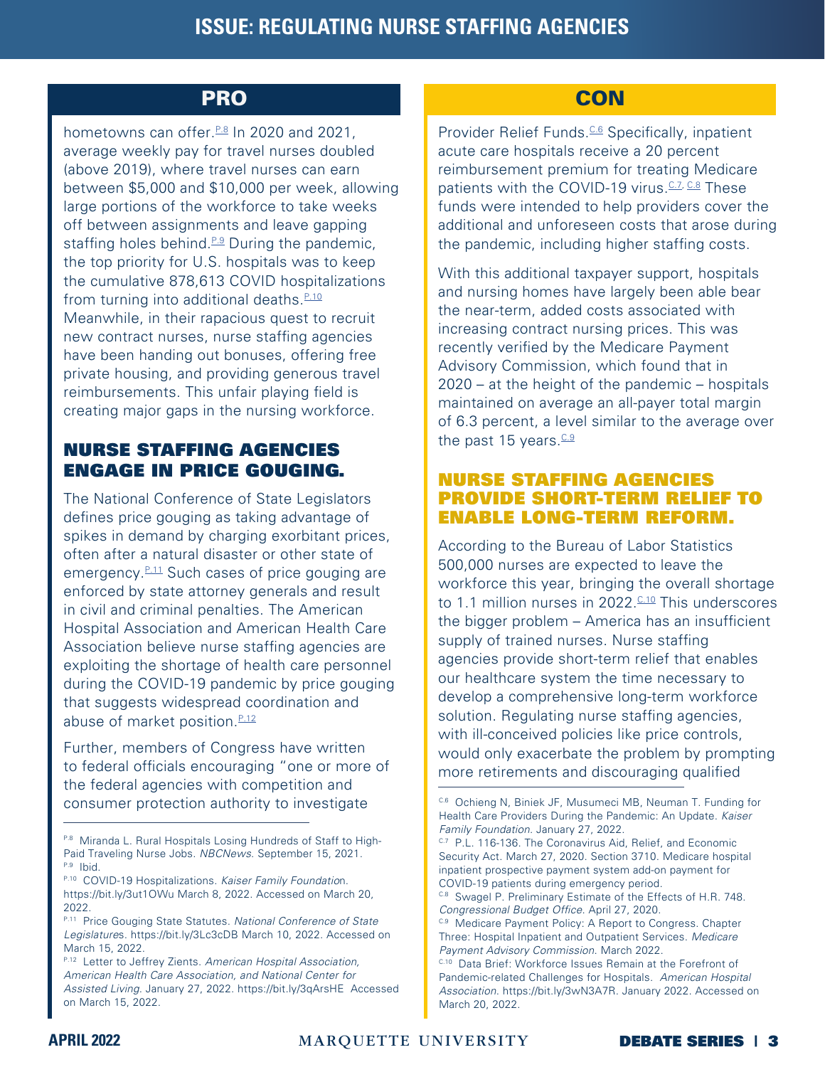## PRO

hometowns can offer.[P.8] In 2020 and 2021, average weekly pay for travel nurses doubled (above 2019), where travel nurses can earn between $5,000 and $10,000 per week, allowing large portions of the workforce to take weeks off between assignments and leave gapping staffing holes behind.[P.9] During the pandemic, the top priority for U.S. hospitals was to keep the cumulative 878,613 COVID hospitalizations from turning into additional deaths.[P.10] Meanwhile, in their rapacious quest to recruit new contract nurses, nurse staffing agencies have been handing out bonuses, offering free private housing, and providing generous travel reimbursements. This unfair playing field is creating major gaps in the nursing workforce.

### NURSE STAFFING AGENCIES ENGAGE IN PRICE GOUGING.

The National Conference of State Legislators defines price gouging as taking advantage of spikes in demand by charging exorbitant prices, often after a natural disaster or other state of emergency.[P.11] Such cases of price gouging are enforced by state attorney generals and result in civil and criminal penalties. The American Hospital Association and American Health Care Association believe nurse staffing agencies are exploiting the shortage of health care personnel during the COVID-19 pandemic by price gouging that suggests widespread coordination and abuse of market position.[P.12]

Further, members of Congress have written to federal officials encouraging "one or more of the federal agencies with competition and consumer protection authority to investigate

P.8 Miranda L. Rural Hospitals Losing Hundreds of Staff to High-Paid Traveling Nurse Jobs. *NBCNews*. September 15, 2021.
P.9 Ibid.
P.10 COVID-19 Hospitalizations. *Kaiser Family Foundation*. https://bit.ly/3ut1OWu March 8, 2022. Accessed on March 20, 2022.
P.11 Price Gouging State Statutes. *National Conference of State Legislatures*. https://bit.ly/3Lc3cDB March 10, 2022. Accessed on March 15, 2022.
P.12 Letter to Jeffrey Zients. *American Hospital Association, American Health Care Association, and National Center for Assisted Living*. January 27, 2022. https://bit.ly/3qArsHE Accessed on March 15, 2022.

## CON

Provider Relief Funds.[C.6] Specifically, inpatient acute care hospitals receive a 20 percent reimbursement premium for treating Medicare patients with the COVID-19 virus.[C.7, C.8] These funds were intended to help providers cover the additional and unforeseen costs that arose during the pandemic, including higher staffing costs.

With this additional taxpayer support, hospitals and nursing homes have largely been able bear the near-term, added costs associated with increasing contract nursing prices. This was recently verified by the Medicare Payment Advisory Commission, which found that in 2020 – at the height of the pandemic – hospitals maintained on average an all-payer total margin of 6.3 percent, a level similar to the average over the past 15 years.[C.9]

### NURSE STAFFING AGENCIES PROVIDE SHORT-TERM RELIEF TO ENABLE LONG-TERM REFORM.

According to the Bureau of Labor Statistics 500,000 nurses are expected to leave the workforce this year, bringing the overall shortage to 1.1 million nurses in 2022.[C.10] This underscores the bigger problem – America has an insufficient supply of trained nurses. Nurse staffing agencies provide short-term relief that enables our healthcare system the time necessary to develop a comprehensive long-term workforce solution. Regulating nurse staffing agencies, with ill-conceived policies like price controls, would only exacerbate the problem by prompting more retirements and discouraging qualified

C.6 Ochieng N, Biniek JF, Musumeci MB, Neuman T. Funding for Health Care Providers During the Pandemic: An Update. *Kaiser Family Foundation*. January 27, 2022.
C.7 P.L. 116-136. The Coronavirus Aid, Relief, and Economic Security Act. March 27, 2020. Section 3710. Medicare hospital inpatient prospective payment system add-on payment for COVID-19 patients during emergency period.
C.8 Swagel P. Preliminary Estimate of the Effects of H.R. 748. *Congressional Budget Office*. April 27, 2020.
C.9 Medicare Payment Policy: A Report to Congress. Chapter Three: Hospital Inpatient and Outpatient Services. *Medicare Payment Advisory Commission*. March 2022.
C.10 Data Brief: Workforce Issues Remain at the Forefront of Pandemic-related Challenges for Hospitals. *American Hospital Association*. https://bit.ly/3wN3A7R. January 2022. Accessed on March 20, 2022.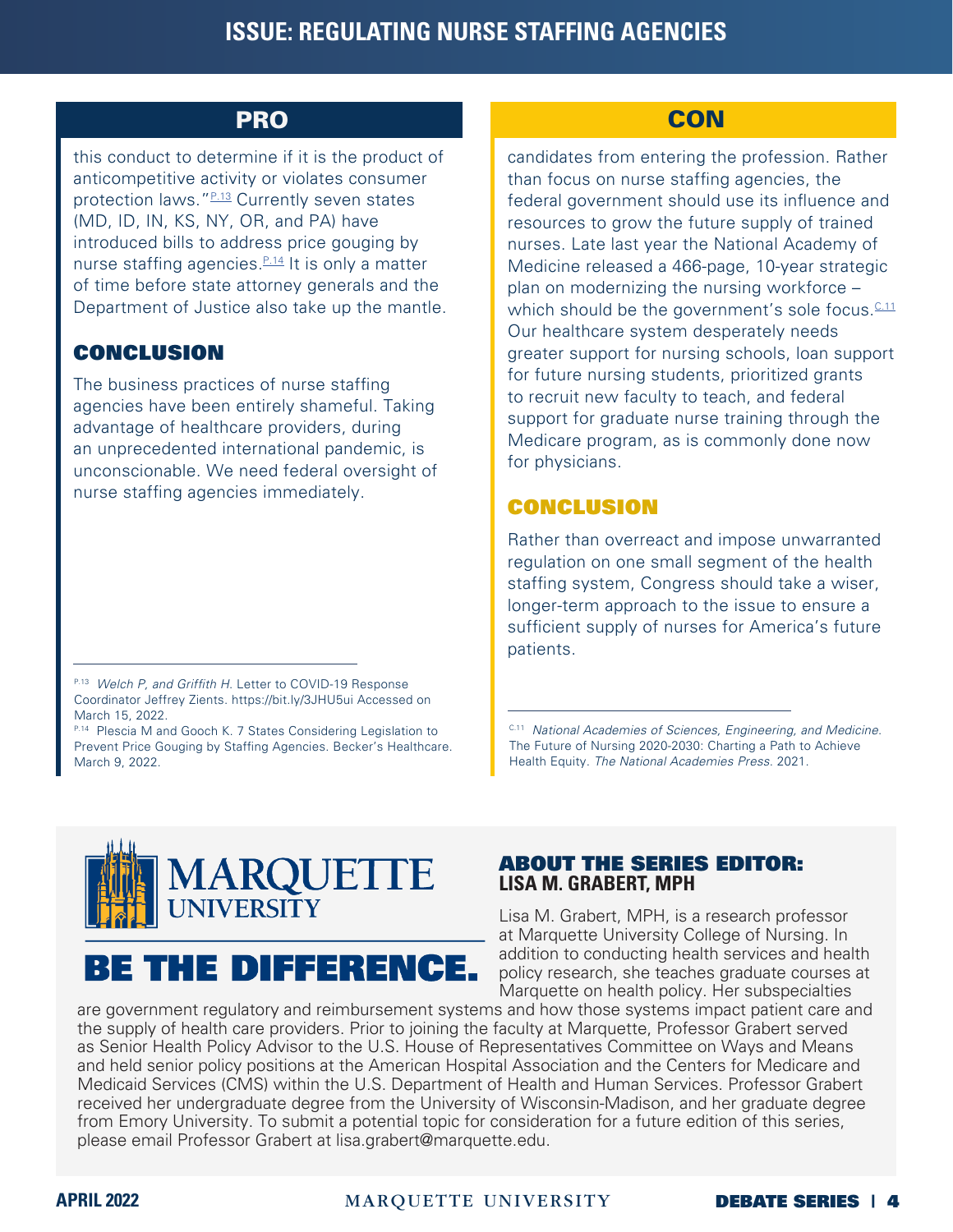# ISSUE: REGULATING NURSE STAFFING AGENCIES

## PRO

this conduct to determine if it is the product of anticompetitive activity or violates consumer protection laws."[P.13] Currently seven states (MD, ID, IN, KS, NY, OR, and PA) have introduced bills to address price gouging by nurse staffing agencies.[P.14] It is only a matter of time before state attorney generals and the Department of Justice also take up the mantle.

### CONCLUSION

The business practices of nurse staffing agencies have been entirely shameful. Taking advantage of healthcare providers, during an unprecedented international pandemic, is unconscionable. We need federal oversight of nurse staffing agencies immediately.

---

[P.13] *Welch P, and Griffith H.* Letter to COVID-19 Response Coordinator Jeffrey Zients. https://bit.ly/3JHU5ui Accessed on March 15, 2022.

[P.14] Plescia M and Gooch K. 7 States Considering Legislation to Prevent Price Gouging by Staffing Agencies. Becker's Healthcare. March 9, 2022.

## CON

candidates from entering the profession. Rather than focus on nurse staffing agencies, the federal government should use its influence and resources to grow the future supply of trained nurses. Late last year the National Academy of Medicine released a 466-page, 10-year strategic plan on modernizing the nursing workforce – which should be the government's sole focus.[C.11] Our healthcare system desperately needs greater support for nursing schools, loan support for future nursing students, prioritized grants to recruit new faculty to teach, and federal support for graduate nurse training through the Medicare program, as is commonly done now for physicians.

### CONCLUSION

Rather than overreact and impose unwarranted regulation on one small segment of the health staffing system, Congress should take a wiser, longer-term approach to the issue to ensure a sufficient supply of nurses for America's future patients.

---

[C.11] *National Academies of Sciences, Engineering, and Medicine.* The Future of Nursing 2020-2030: Charting a Path to Achieve Health Equity. *The National Academies Press.* 2021.

MARQUETTE UNIVERSITY

BE THE DIFFERENCE.

### ABOUT THE SERIES EDITOR: LISA M. GRABERT, MPH

Lisa M. Grabert, MPH, is a research professor at Marquette University College of Nursing. In addition to conducting health services and health policy research, she teaches graduate courses at Marquette on health policy. Her subspecialties are government regulatory and reimbursement systems and how those systems impact patient care and the supply of health care providers. Prior to joining the faculty at Marquette, Professor Grabert served as Senior Health Policy Advisor to the U.S. House of Representatives Committee on Ways and Means and held senior policy positions at the American Hospital Association and the Centers for Medicare and Medicaid Services (CMS) within the U.S. Department of Health and Human Services. Professor Grabert received her undergraduate degree from the University of Wisconsin-Madison, and her graduate degree from Emory University. To submit a potential topic for consideration for a future edition of this series, please email Professor Grabert at lisa.grabert@marquette.edu.